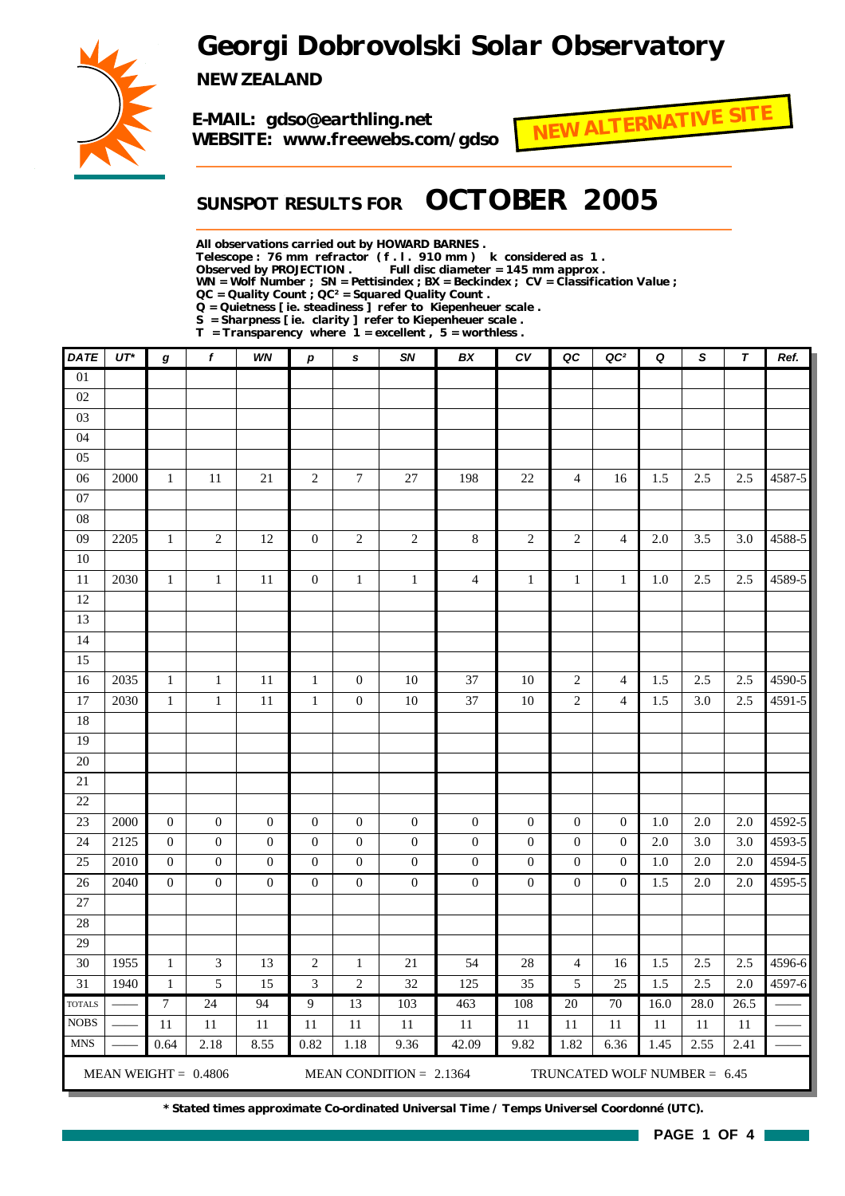# Georgi Dobrovolski Solar Observatory

**NEW ZEALAND**

**E-MAIL: gdso@earthling.net**
**WEBSITE: www.freewebs.com/gdso**

**NEW ALTERNATIVE SITE**

## SUNSPOT RESULTS FOR OCTOBER 2005

**All observations carried out by HOWARD BARNES .**
**Telescope : 76 mm refractor ( f . l . 910 mm ) k considered as 1 .**
**Observed by PROJECTION . Full disc diameter = 145 mm approx .**
**WN = Wolf Number ; SN = Pettisindex ; BX = Beckindex ; CV = Classification Value ;**
**QC = Quality Count ; QC² = Squared Quality Count .**
**Q = Quietness [ ie. steadiness ] refer to Kiepenheuer scale .**
**S = Sharpness [ ie. clarity ] refer to Kiepenheuer scale .**
**T = Transparency where 1 = excellent , 5 = worthless .**

| DATE | UT* | g | f | WN | p | s | SN | BX | CV | QC | QC² | Q | S | T | Ref. |
|---|---|---|---|---|---|---|---|---|---|---|---|---|---|---|---|
| 01 | | | | | | | | | | | | | | | |
| 02 | | | | | | | | | | | | | | | |
| 03 | | | | | | | | | | | | | | | |
| 04 | | | | | | | | | | | | | | | |
| 05 | | | | | | | | | | | | | | | |
| 06 | 2000 | 1 | 11 | 21 | 2 | 7 | 27 | 198 | 22 | 4 | 16 | 1.5 | 2.5 | 2.5 | 4587-5 |
| 07 | | | | | | | | | | | | | | | |
| 08 | | | | | | | | | | | | | | | |
| 09 | 2205 | 1 | 2 | 12 | 0 | 2 | 2 | 8 | 2 | 2 | 4 | 2.0 | 3.5 | 3.0 | 4588-5 |
| 10 | | | | | | | | | | | | | | | |
| 11 | 2030 | 1 | 1 | 11 | 0 | 1 | 1 | 4 | 1 | 1 | 1 | 1.0 | 2.5 | 2.5 | 4589-5 |
| 12 | | | | | | | | | | | | | | | |
| 13 | | | | | | | | | | | | | | | |
| 14 | | | | | | | | | | | | | | | |
| 15 | | | | | | | | | | | | | | | |
| 16 | 2035 | 1 | 1 | 11 | 1 | 0 | 10 | 37 | 10 | 2 | 4 | 1.5 | 2.5 | 2.5 | 4590-5 |
| 17 | 2030 | 1 | 1 | 11 | 1 | 0 | 10 | 37 | 10 | 2 | 4 | 1.5 | 3.0 | 2.5 | 4591-5 |
| 18 | | | | | | | | | | | | | | | |
| 19 | | | | | | | | | | | | | | | |
| 20 | | | | | | | | | | | | | | | |
| 21 | | | | | | | | | | | | | | | |
| 22 | | | | | | | | | | | | | | | |
| 23 | 2000 | 0 | 0 | 0 | 0 | 0 | 0 | 0 | 0 | 0 | 0 | 1.0 | 2.0 | 2.0 | 4592-5 |
| 24 | 2125 | 0 | 0 | 0 | 0 | 0 | 0 | 0 | 0 | 0 | 0 | 2.0 | 3.0 | 3.0 | 4593-5 |
| 25 | 2010 | 0 | 0 | 0 | 0 | 0 | 0 | 0 | 0 | 0 | 0 | 1.0 | 2.0 | 2.0 | 4594-5 |
| 26 | 2040 | 0 | 0 | 0 | 0 | 0 | 0 | 0 | 0 | 0 | 0 | 1.5 | 2.0 | 2.0 | 4595-5 |
| 27 | | | | | | | | | | | | | | | |
| 28 | | | | | | | | | | | | | | | |
| 29 | | | | | | | | | | | | | | | |
| 30 | 1955 | 1 | 3 | 13 | 2 | 1 | 21 | 54 | 28 | 4 | 16 | 1.5 | 2.5 | 2.5 | 4596-6 |
| 31 | 1940 | 1 | 5 | 15 | 3 | 2 | 32 | 125 | 35 | 5 | 25 | 1.5 | 2.5 | 2.0 | 4597-6 |
| TOTALS | —— | 7 | 24 | 94 | 9 | 13 | 103 | 463 | 108 | 20 | 70 | 16.0 | 28.0 | 26.5 | —— |
| NOBS | —— | 11 | 11 | 11 | 11 | 11 | 11 | 11 | 11 | 11 | 11 | 11 | 11 | 11 | —— |
| MNS | —— | 0.64 | 2.18 | 8.55 | 0.82 | 1.18 | 9.36 | 42.09 | 9.82 | 1.82 | 6.36 | 1.45 | 2.55 | 2.41 | —— |

MEAN WEIGHT = 0.4806 MEAN CONDITION = 2.1364 TRUNCATED WOLF NUMBER = 6.45

**\* Stated times approximate Co-ordinated Universal Time / Temps Universel Coordonné (UTC).**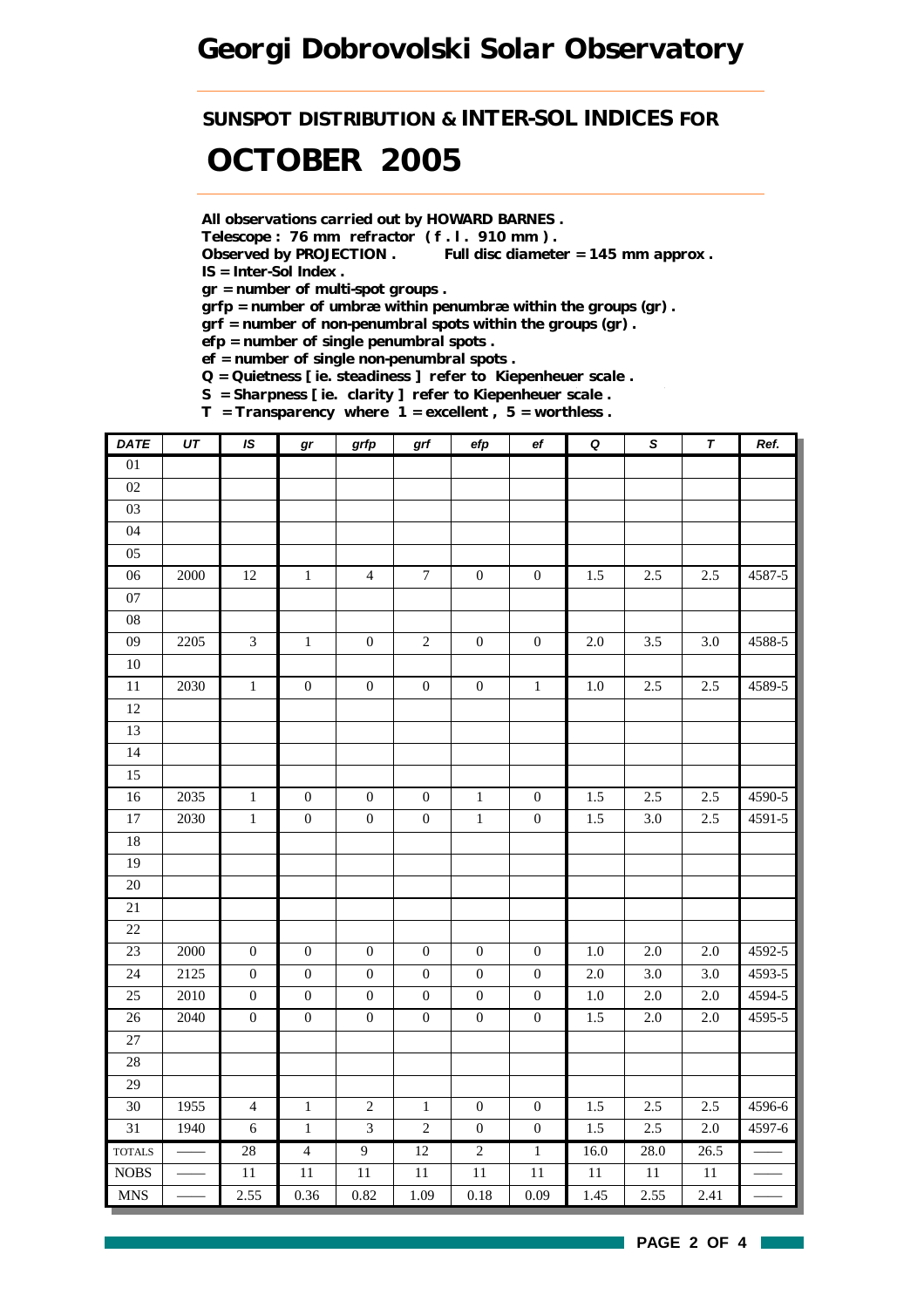# Georgi Dobrovolski Solar Observatory

## SUNSPOT DISTRIBUTION & INTER-SOL INDICES FOR

# OCTOBER 2005

**All observations carried out by HOWARD BARNES .**
**Telescope : 76 mm refractor ( f . l . 910 mm ) .**
**Observed by PROJECTION . Full disc diameter = 145 mm approx .**
**IS = Inter-Sol Index .**
**gr = number of multi-spot groups .**
**grfp = number of umbræ within penumbræ within the groups (gr) .**
**grf = number of non-penumbral spots within the groups (gr) .**
**efp = number of single penumbral spots .**
**ef = number of single non-penumbral spots .**
**Q = Quietness [ ie. steadiness ] refer to Kiepenheuer scale .**
**S = Sharpness [ ie. clarity ] refer to Kiepenheuer scale .**
**T = Transparency where 1 = excellent , 5 = worthless .**

| DATE | UT | IS | gr | grfp | grf | efp | ef | Q | S | T | Ref. |
|---|---|---|---|---|---|---|---|---|---|---|---|
| 01 | | | | | | | | | | | |
| 02 | | | | | | | | | | | |
| 03 | | | | | | | | | | | |
| 04 | | | | | | | | | | | |
| 05 | | | | | | | | | | | |
| 06 | 2000 | 12 | 1 | 4 | 7 | 0 | 0 | 1.5 | 2.5 | 2.5 | 4587-5 |
| 07 | | | | | | | | | | | |
| 08 | | | | | | | | | | | |
| 09 | 2205 | 3 | 1 | 0 | 2 | 0 | 0 | 2.0 | 3.5 | 3.0 | 4588-5 |
| 10 | | | | | | | | | | | |
| 11 | 2030 | 1 | 0 | 0 | 0 | 0 | 1 | 1.0 | 2.5 | 2.5 | 4589-5 |
| 12 | | | | | | | | | | | |
| 13 | | | | | | | | | | | |
| 14 | | | | | | | | | | | |
| 15 | | | | | | | | | | | |
| 16 | 2035 | 1 | 0 | 0 | 0 | 1 | 0 | 1.5 | 2.5 | 2.5 | 4590-5 |
| 17 | 2030 | 1 | 0 | 0 | 0 | 1 | 0 | 1.5 | 3.0 | 2.5 | 4591-5 |
| 18 | | | | | | | | | | | |
| 19 | | | | | | | | | | | |
| 20 | | | | | | | | | | | |
| 21 | | | | | | | | | | | |
| 22 | | | | | | | | | | | |
| 23 | 2000 | 0 | 0 | 0 | 0 | 0 | 0 | 1.0 | 2.0 | 2.0 | 4592-5 |
| 24 | 2125 | 0 | 0 | 0 | 0 | 0 | 0 | 2.0 | 3.0 | 3.0 | 4593-5 |
| 25 | 2010 | 0 | 0 | 0 | 0 | 0 | 0 | 1.0 | 2.0 | 2.0 | 4594-5 |
| 26 | 2040 | 0 | 0 | 0 | 0 | 0 | 0 | 1.5 | 2.0 | 2.0 | 4595-5 |
| 27 | | | | | | | | | | | |
| 28 | | | | | | | | | | | |
| 29 | | | | | | | | | | | |
| 30 | 1955 | 4 | 1 | 2 | 1 | 0 | 0 | 1.5 | 2.5 | 2.5 | 4596-6 |
| 31 | 1940 | 6 | 1 | 3 | 2 | 0 | 0 | 1.5 | 2.5 | 2.0 | 4597-6 |
| TOTALS | —— | 28 | 4 | 9 | 12 | 2 | 1 | 16.0 | 28.0 | 26.5 | —— |
| NOBS | —— | 11 | 11 | 11 | 11 | 11 | 11 | 11 | 11 | 11 | —— |
| MNS | —— | 2.55 | 0.36 | 0.82 | 1.09 | 0.18 | 0.09 | 1.45 | 2.55 | 2.41 | —— |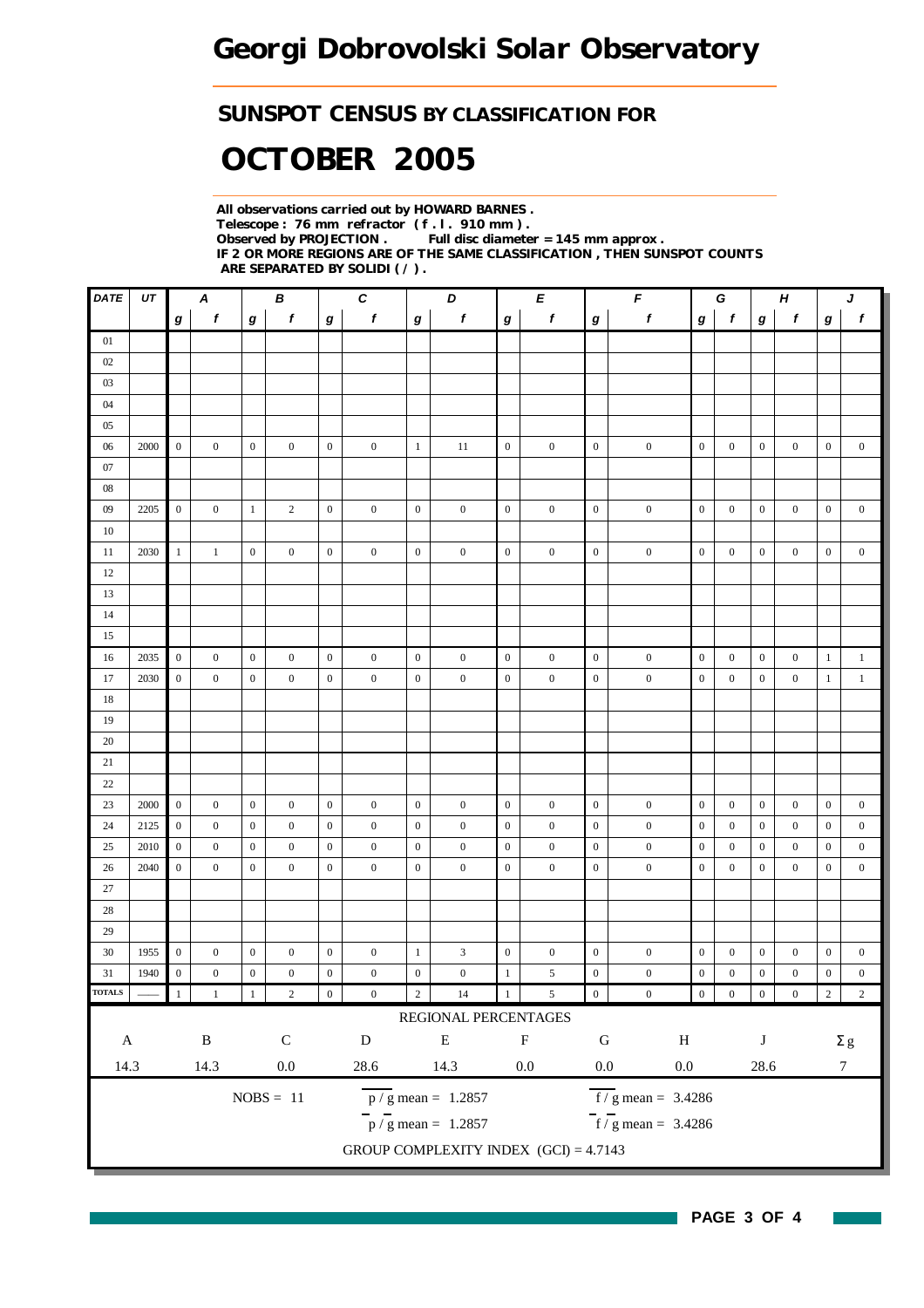# Georgi Dobrovolski Solar Observatory

## SUNSPOT CENSUS BY CLASSIFICATION FOR

# OCTOBER 2005

**All observations carried out by HOWARD BARNES .**
**Telescope : 76 mm refractor ( f . l . 910 mm ) .**
**Observed by PROJECTION . Full disc diameter = 145 mm approx .**
**IF 2 OR MORE REGIONS ARE OF THE SAME CLASSIFICATION , THEN SUNSPOT COUNTS ARE SEPARATED BY SOLIDI ( / ) .**

| DATE | UT | A | | B | | C | | D | | E | | F | | G | | H | | J | |
|---|---|---|---|---|---|---|---|---|---|---|---|---|---|---|---|---|---|---|---|
| | | g | f | g | f | g | f | g | f | g | f | g | f | g | f | g | f | g | f |
| 01 | | | | | | | | | | | | | | | | | | | |
| 02 | | | | | | | | | | | | | | | | | | | |
| 03 | | | | | | | | | | | | | | | | | | | |
| 04 | | | | | | | | | | | | | | | | | | | |
| 05 | | | | | | | | | | | | | | | | | | | |
| 06 | 2000 | 0 | 0 | 0 | 0 | 0 | 0 | 1 | 11 | 0 | 0 | 0 | 0 | 0 | 0 | 0 | 0 | 0 | 0 |
| 07 | | | | | | | | | | | | | | | | | | | |
| 08 | | | | | | | | | | | | | | | | | | | |
| 09 | 2205 | 0 | 0 | 1 | 2 | 0 | 0 | 0 | 0 | 0 | 0 | 0 | 0 | 0 | 0 | 0 | 0 | 0 | 0 |
| 10 | | | | | | | | | | | | | | | | | | | |
| 11 | 2030 | 1 | 1 | 0 | 0 | 0 | 0 | 0 | 0 | 0 | 0 | 0 | 0 | 0 | 0 | 0 | 0 | 0 | 0 |
| 12 | | | | | | | | | | | | | | | | | | | |
| 13 | | | | | | | | | | | | | | | | | | | |
| 14 | | | | | | | | | | | | | | | | | | | |
| 15 | | | | | | | | | | | | | | | | | | | |
| 16 | 2035 | 0 | 0 | 0 | 0 | 0 | 0 | 0 | 0 | 0 | 0 | 0 | 0 | 0 | 0 | 0 | 0 | 1 | 1 |
| 17 | 2030 | 0 | 0 | 0 | 0 | 0 | 0 | 0 | 0 | 0 | 0 | 0 | 0 | 0 | 0 | 0 | 0 | 1 | 1 |
| 18 | | | | | | | | | | | | | | | | | | | |
| 19 | | | | | | | | | | | | | | | | | | | |
| 20 | | | | | | | | | | | | | | | | | | | |
| 21 | | | | | | | | | | | | | | | | | | | |
| 22 | | | | | | | | | | | | | | | | | | | |
| 23 | 2000 | 0 | 0 | 0 | 0 | 0 | 0 | 0 | 0 | 0 | 0 | 0 | 0 | 0 | 0 | 0 | 0 | 0 | 0 |
| 24 | 2125 | 0 | 0 | 0 | 0 | 0 | 0 | 0 | 0 | 0 | 0 | 0 | 0 | 0 | 0 | 0 | 0 | 0 | 0 |
| 25 | 2010 | 0 | 0 | 0 | 0 | 0 | 0 | 0 | 0 | 0 | 0 | 0 | 0 | 0 | 0 | 0 | 0 | 0 | 0 |
| 26 | 2040 | 0 | 0 | 0 | 0 | 0 | 0 | 0 | 0 | 0 | 0 | 0 | 0 | 0 | 0 | 0 | 0 | 0 | 0 |
| 27 | | | | | | | | | | | | | | | | | | | |
| 28 | | | | | | | | | | | | | | | | | | | |
| 29 | | | | | | | | | | | | | | | | | | | |
| 30 | 1955 | 0 | 0 | 0 | 0 | 0 | 0 | 1 | 3 | 0 | 0 | 0 | 0 | 0 | 0 | 0 | 0 | 0 | 0 |
| 31 | 1940 | 0 | 0 | 0 | 0 | 0 | 0 | 0 | 0 | 1 | 5 | 0 | 0 | 0 | 0 | 0 | 0 | 0 | 0 |
| TOTALS | —— | 1 | 1 | 1 | 2 | 0 | 0 | 2 | 14 | 1 | 5 | 0 | 0 | 0 | 0 | 0 | 0 | 2 | 2 |

REGIONAL PERCENTAGES

| A | B | C | D | E | F | G | H | J | Σg |
|---|---|---|---|---|---|---|---|---|---|
| 14.3 | 14.3 | 0.0 | 28.6 | 14.3 | 0.0 | 0.0 | 0.0 | 28.6 | 7 |

NOBS = 11

$\overline{p} / \overline{g}$ mean = 1.2857 $\overline{f} / \overline{g}$ mean = 3.4286

$\overline{p} / \overline{g}$ mean = 1.2857 $\overline{f} / \overline{g}$ mean = 3.4286

GROUP COMPLEXITY INDEX (GCI) = 4.7143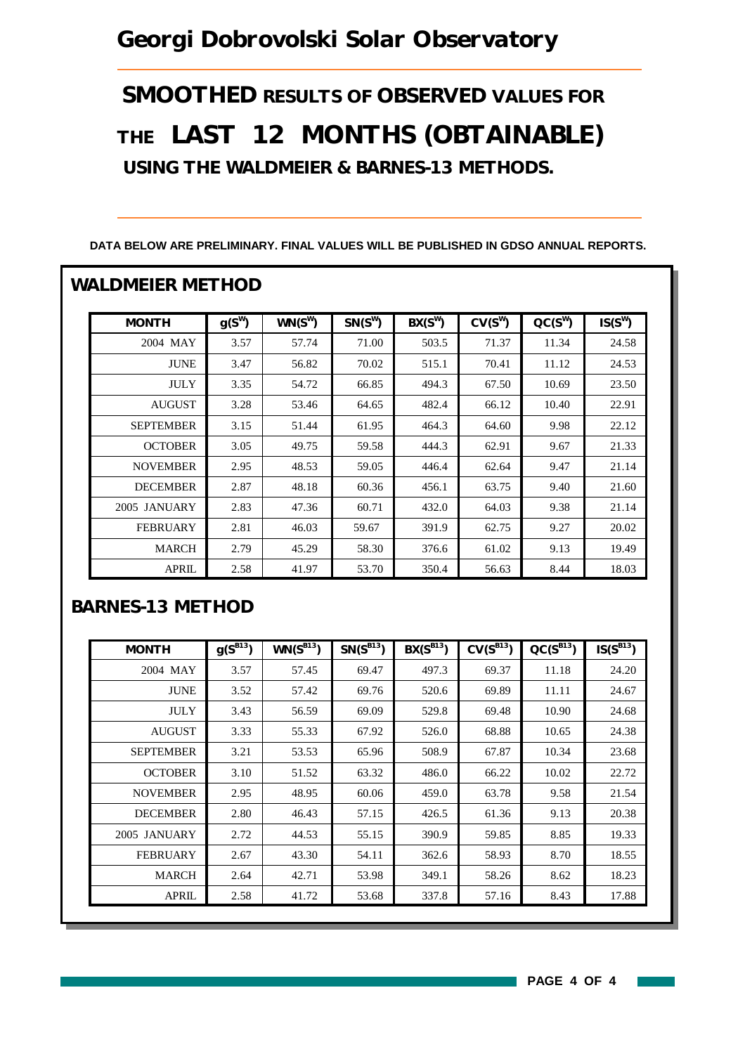# Georgi Dobrovolski Solar Observatory

## SMOOTHED RESULTS OF OBSERVED VALUES FOR THE LAST 12 MONTHS (OBTAINABLE) USING THE WALDMEIER & BARNES-13 METHODS.

**DATA BELOW ARE PRELIMINARY. FINAL VALUES WILL BE PUBLISHED IN GDSO ANNUAL REPORTS.**

## WALDMEIER METHOD

| MONTH | $g(S^W)$ | $WN(S^W)$ | $SN(S^W)$ | $BX(S^W)$ | $CV(S^W)$ | $QC(S^W)$ | $IS(S^W)$ |
|---|---|---|---|---|---|---|---|
| 2004 MAY | 3.57 | 57.74 | 71.00 | 503.5 | 71.37 | 11.34 | 24.58 |
| JUNE | 3.47 | 56.82 | 70.02 | 515.1 | 70.41 | 11.12 | 24.53 |
| JULY | 3.35 | 54.72 | 66.85 | 494.3 | 67.50 | 10.69 | 23.50 |
| AUGUST | 3.28 | 53.46 | 64.65 | 482.4 | 66.12 | 10.40 | 22.91 |
| SEPTEMBER | 3.15 | 51.44 | 61.95 | 464.3 | 64.60 | 9.98 | 22.12 |
| OCTOBER | 3.05 | 49.75 | 59.58 | 444.3 | 62.91 | 9.67 | 21.33 |
| NOVEMBER | 2.95 | 48.53 | 59.05 | 446.4 | 62.64 | 9.47 | 21.14 |
| DECEMBER | 2.87 | 48.18 | 60.36 | 456.1 | 63.75 | 9.40 | 21.60 |
| 2005 JANUARY | 2.83 | 47.36 | 60.71 | 432.0 | 64.03 | 9.38 | 21.14 |
| FEBRUARY | 2.81 | 46.03 | 59.67 | 391.9 | 62.75 | 9.27 | 20.02 |
| MARCH | 2.79 | 45.29 | 58.30 | 376.6 | 61.02 | 9.13 | 19.49 |
| APRIL | 2.58 | 41.97 | 53.70 | 350.4 | 56.63 | 8.44 | 18.03 |

## BARNES-13 METHOD

| MONTH | $g(S^{B13})$ | $WN(S^{B13})$ | $SN(S^{B13})$ | $BX(S^{B13})$ | $CV(S^{B13})$ | $QC(S^{B13})$ | $IS(S^{B13})$ |
|---|---|---|---|---|---|---|---|
| 2004 MAY | 3.57 | 57.45 | 69.47 | 497.3 | 69.37 | 11.18 | 24.20 |
| JUNE | 3.52 | 57.42 | 69.76 | 520.6 | 69.89 | 11.11 | 24.67 |
| JULY | 3.43 | 56.59 | 69.09 | 529.8 | 69.48 | 10.90 | 24.68 |
| AUGUST | 3.33 | 55.33 | 67.92 | 526.0 | 68.88 | 10.65 | 24.38 |
| SEPTEMBER | 3.21 | 53.53 | 65.96 | 508.9 | 67.87 | 10.34 | 23.68 |
| OCTOBER | 3.10 | 51.52 | 63.32 | 486.0 | 66.22 | 10.02 | 22.72 |
| NOVEMBER | 2.95 | 48.95 | 60.06 | 459.0 | 63.78 | 9.58 | 21.54 |
| DECEMBER | 2.80 | 46.43 | 57.15 | 426.5 | 61.36 | 9.13 | 20.38 |
| 2005 JANUARY | 2.72 | 44.53 | 55.15 | 390.9 | 59.85 | 8.85 | 19.33 |
| FEBRUARY | 2.67 | 43.30 | 54.11 | 362.6 | 58.93 | 8.70 | 18.55 |
| MARCH | 2.64 | 42.71 | 53.98 | 349.1 | 58.26 | 8.62 | 18.23 |
| APRIL | 2.58 | 41.72 | 53.68 | 337.8 | 57.16 | 8.43 | 17.88 |